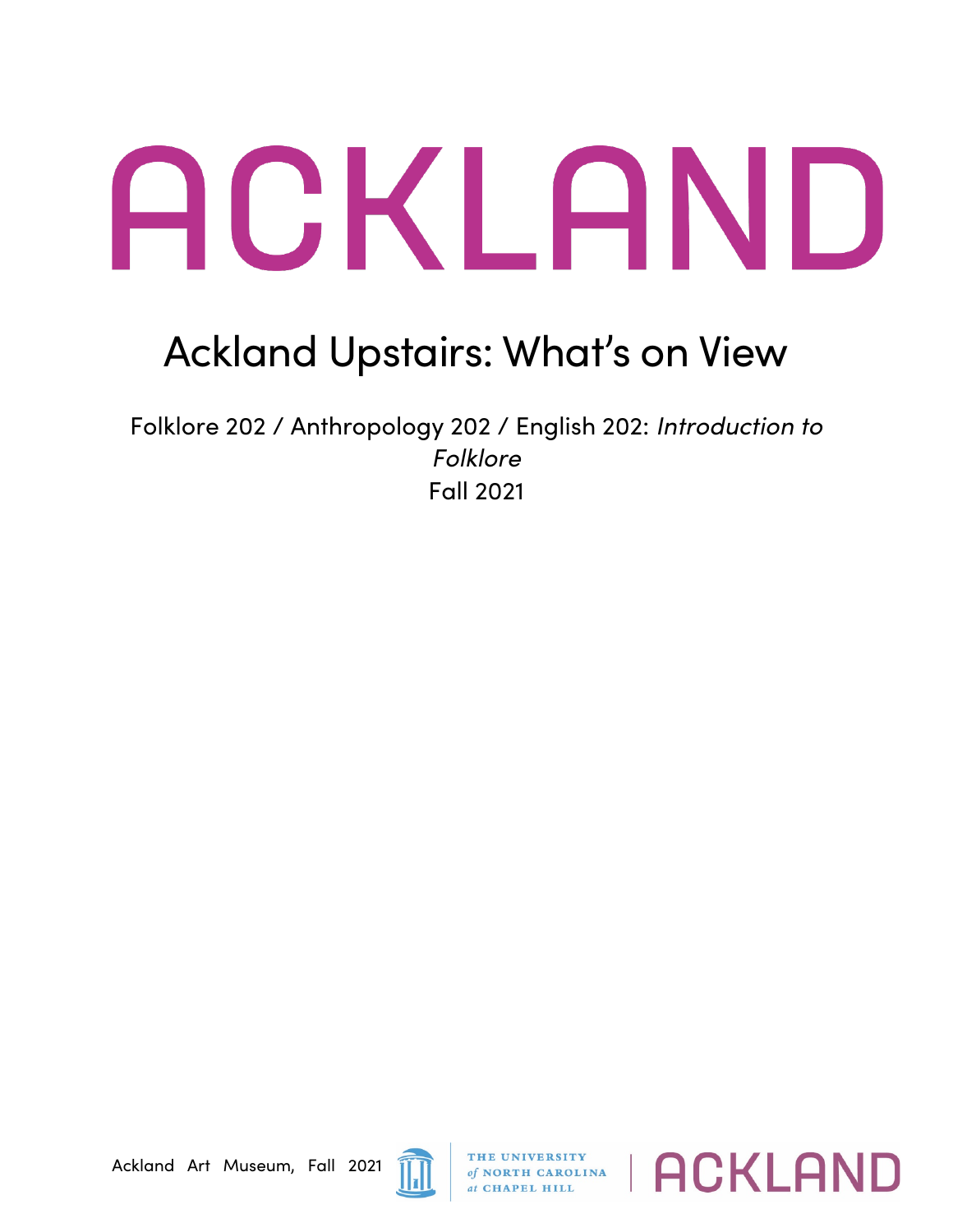# ACKLAND

## Ackland Upstairs: What's on View

Folklore 202 / Anthropology 202 / English 202: *Introduction to Folklore*
Fall 2021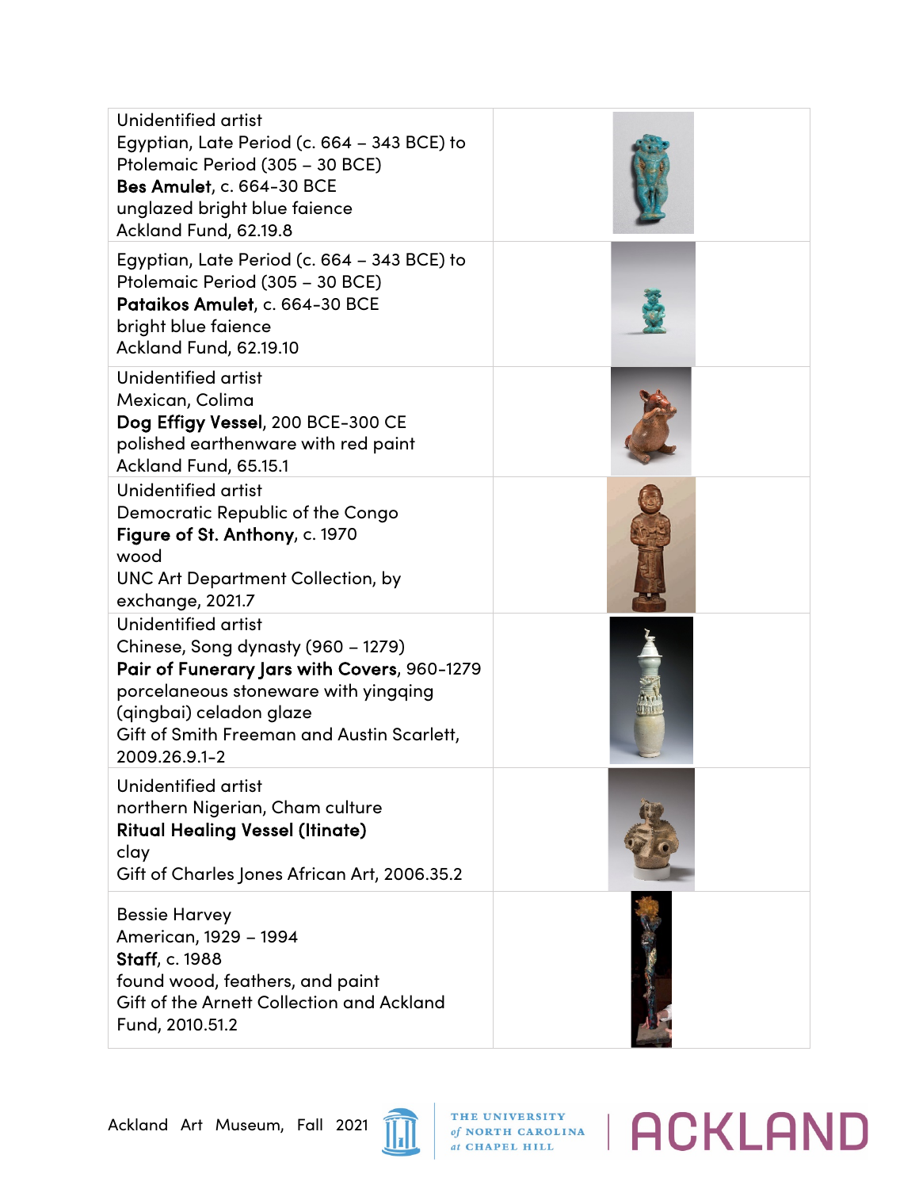| | |
|---|---|
| Unidentified artist<br>Egyptian, Late Period (c. 664 – 343 BCE) to Ptolemaic Period (305 – 30 BCE)<br>**Bes Amulet**, c. 664-30 BCE<br>unglazed bright blue faience<br>Ackland Fund, 62.19.8 | |
| Egyptian, Late Period (c. 664 – 343 BCE) to Ptolemaic Period (305 – 30 BCE)<br>**Pataikos Amulet**, c. 664-30 BCE<br>bright blue faience<br>Ackland Fund, 62.19.10 | |
| Unidentified artist<br>Mexican, Colima<br>**Dog Effigy Vessel**, 200 BCE-300 CE<br>polished earthenware with red paint<br>Ackland Fund, 65.15.1 | |
| Unidentified artist<br>Democratic Republic of the Congo<br>**Figure of St. Anthony**, c. 1970<br>wood<br>UNC Art Department Collection, by exchange, 2021.7 | |
| Unidentified artist<br>Chinese, Song dynasty (960 – 1279)<br>**Pair of Funerary Jars with Covers**, 960-1279<br>porcelaneous stoneware with yingqing (qingbai) celadon glaze<br>Gift of Smith Freeman and Austin Scarlett, 2009.26.9.1-2 | |
| Unidentified artist<br>northern Nigerian, Cham culture<br>**Ritual Healing Vessel (Itinate)**<br>clay<br>Gift of Charles Jones African Art, 2006.35.2 | |
| Bessie Harvey<br>American, 1929 – 1994<br>**Staff**, c. 1988<br>found wood, feathers, and paint<br>Gift of the Arnett Collection and Ackland Fund, 2010.51.2 | |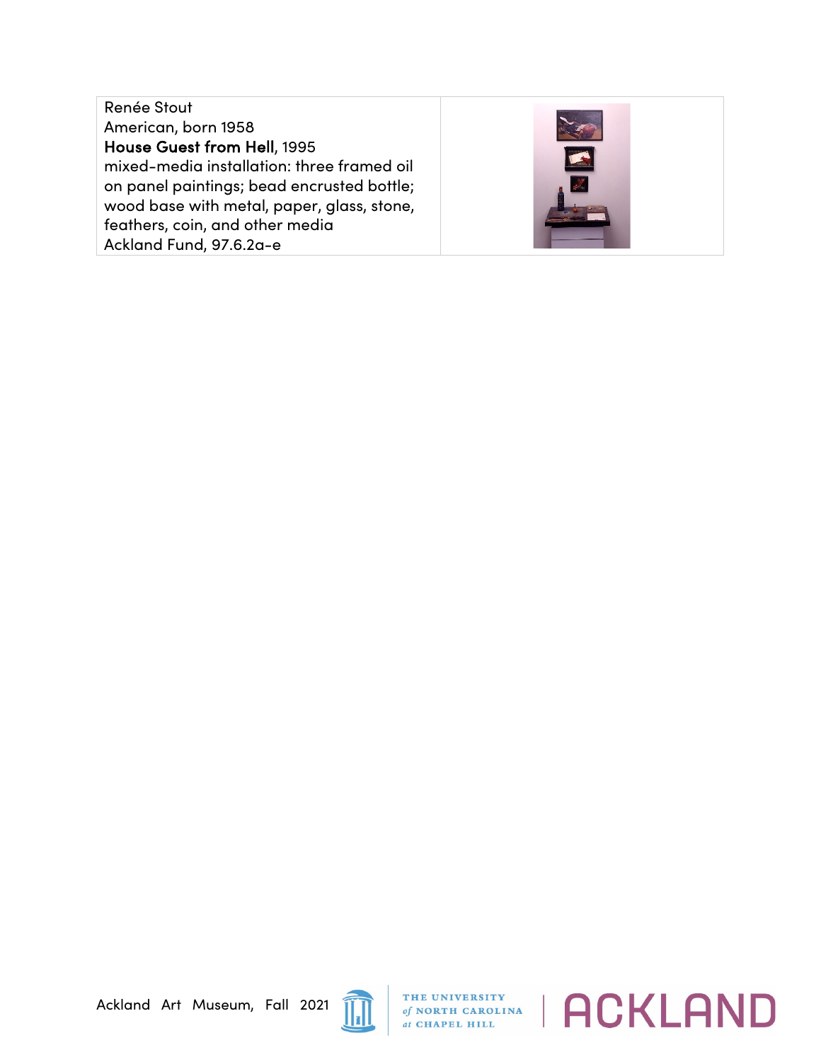| | |
|---|---|
| Renée Stout<br>American, born 1958<br>**House Guest from Hell**, 1995<br>mixed-media installation: three framed oil on panel paintings; bead encrusted bottle; wood base with metal, paper, glass, stone, feathers, coin, and other media<br>Ackland Fund, 97.6.2a-e | |